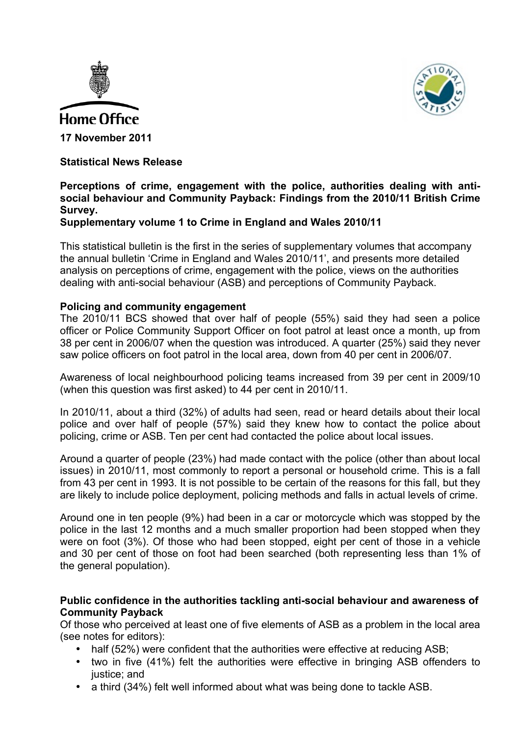Home Office

**17 November 2011**

**Statistical News Release**

**Perceptions of crime, engagement with the police, authorities dealing with anti-social behaviour and Community Payback: Findings from the 2010/11 British Crime Survey.**
**Supplementary volume 1 to Crime in England and Wales 2010/11**

This statistical bulletin is the first in the series of supplementary volumes that accompany the annual bulletin 'Crime in England and Wales 2010/11', and presents more detailed analysis on perceptions of crime, engagement with the police, views on the authorities dealing with anti-social behaviour (ASB) and perceptions of Community Payback.

**Policing and community engagement**

The 2010/11 BCS showed that over half of people (55%) said they had seen a police officer or Police Community Support Officer on foot patrol at least once a month, up from 38 per cent in 2006/07 when the question was introduced. A quarter (25%) said they never saw police officers on foot patrol in the local area, down from 40 per cent in 2006/07.

Awareness of local neighbourhood policing teams increased from 39 per cent in 2009/10 (when this question was first asked) to 44 per cent in 2010/11.

In 2010/11, about a third (32%) of adults had seen, read or heard details about their local police and over half of people (57%) said they knew how to contact the police about policing, crime or ASB. Ten per cent had contacted the police about local issues.

Around a quarter of people (23%) had made contact with the police (other than about local issues) in 2010/11, most commonly to report a personal or household crime. This is a fall from 43 per cent in 1993. It is not possible to be certain of the reasons for this fall, but they are likely to include police deployment, policing methods and falls in actual levels of crime.

Around one in ten people (9%) had been in a car or motorcycle which was stopped by the police in the last 12 months and a much smaller proportion had been stopped when they were on foot (3%). Of those who had been stopped, eight per cent of those in a vehicle and 30 per cent of those on foot had been searched (both representing less than 1% of the general population).

**Public confidence in the authorities tackling anti-social behaviour and awareness of Community Payback**

Of those who perceived at least one of five elements of ASB as a problem in the local area (see notes for editors):

- half (52%) were confident that the authorities were effective at reducing ASB;
- two in five (41%) felt the authorities were effective in bringing ASB offenders to justice; and
- a third (34%) felt well informed about what was being done to tackle ASB.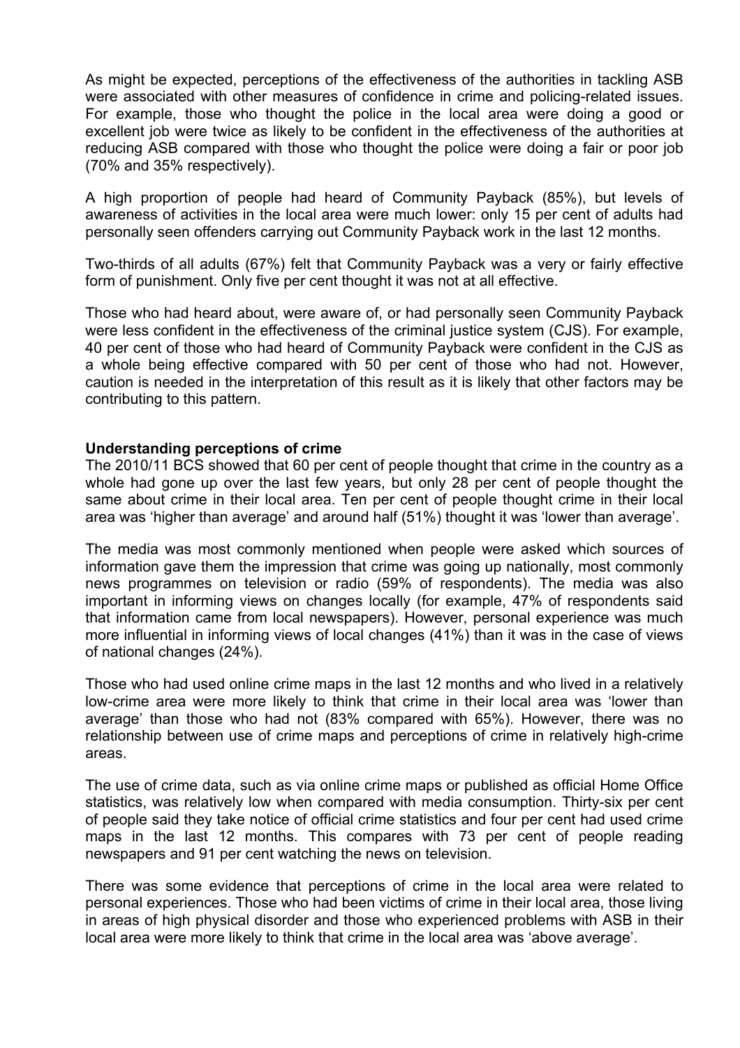As might be expected, perceptions of the effectiveness of the authorities in tackling ASB were associated with other measures of confidence in crime and policing-related issues. For example, those who thought the police in the local area were doing a good or excellent job were twice as likely to be confident in the effectiveness of the authorities at reducing ASB compared with those who thought the police were doing a fair or poor job (70% and 35% respectively).

A high proportion of people had heard of Community Payback (85%), but levels of awareness of activities in the local area were much lower: only 15 per cent of adults had personally seen offenders carrying out Community Payback work in the last 12 months.

Two-thirds of all adults (67%) felt that Community Payback was a very or fairly effective form of punishment. Only five per cent thought it was not at all effective.

Those who had heard about, were aware of, or had personally seen Community Payback were less confident in the effectiveness of the criminal justice system (CJS). For example, 40 per cent of those who had heard of Community Payback were confident in the CJS as a whole being effective compared with 50 per cent of those who had not. However, caution is needed in the interpretation of this result as it is likely that other factors may be contributing to this pattern.

**Understanding perceptions of crime**

The 2010/11 BCS showed that 60 per cent of people thought that crime in the country as a whole had gone up over the last few years, but only 28 per cent of people thought the same about crime in their local area. Ten per cent of people thought crime in their local area was 'higher than average' and around half (51%) thought it was 'lower than average'.

The media was most commonly mentioned when people were asked which sources of information gave them the impression that crime was going up nationally, most commonly news programmes on television or radio (59% of respondents). The media was also important in informing views on changes locally (for example, 47% of respondents said that information came from local newspapers). However, personal experience was much more influential in informing views of local changes (41%) than it was in the case of views of national changes (24%).

Those who had used online crime maps in the last 12 months and who lived in a relatively low-crime area were more likely to think that crime in their local area was 'lower than average' than those who had not (83% compared with 65%). However, there was no relationship between use of crime maps and perceptions of crime in relatively high-crime areas.

The use of crime data, such as via online crime maps or published as official Home Office statistics, was relatively low when compared with media consumption. Thirty-six per cent of people said they take notice of official crime statistics and four per cent had used crime maps in the last 12 months. This compares with 73 per cent of people reading newspapers and 91 per cent watching the news on television.

There was some evidence that perceptions of crime in the local area were related to personal experiences. Those who had been victims of crime in their local area, those living in areas of high physical disorder and those who experienced problems with ASB in their local area were more likely to think that crime in the local area was 'above average'.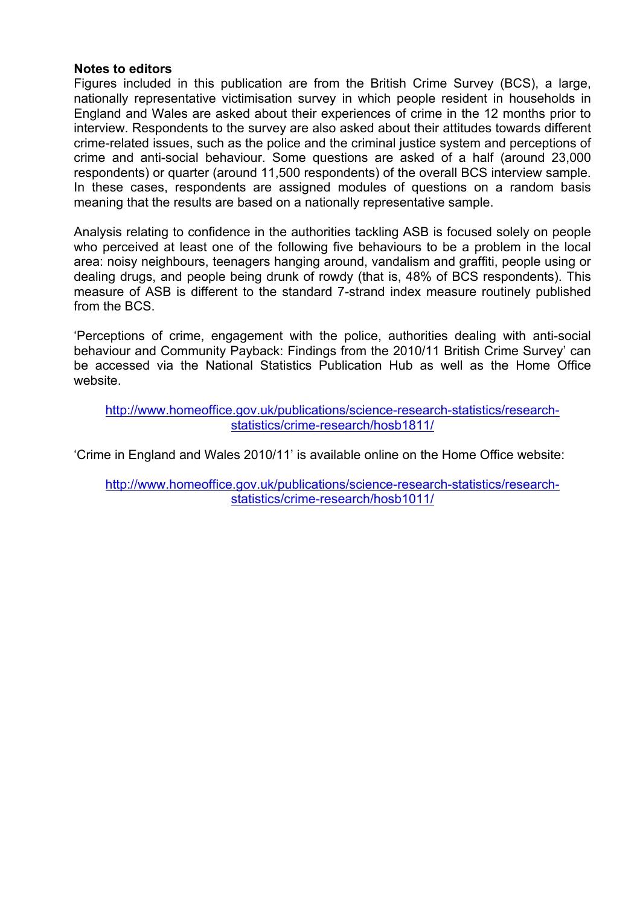**Notes to editors**

Figures included in this publication are from the British Crime Survey (BCS), a large, nationally representative victimisation survey in which people resident in households in England and Wales are asked about their experiences of crime in the 12 months prior to interview. Respondents to the survey are also asked about their attitudes towards different crime-related issues, such as the police and the criminal justice system and perceptions of crime and anti-social behaviour. Some questions are asked of a half (around 23,000 respondents) or quarter (around 11,500 respondents) of the overall BCS interview sample. In these cases, respondents are assigned modules of questions on a random basis meaning that the results are based on a nationally representative sample.

Analysis relating to confidence in the authorities tackling ASB is focused solely on people who perceived at least one of the following five behaviours to be a problem in the local area: noisy neighbours, teenagers hanging around, vandalism and graffiti, people using or dealing drugs, and people being drunk of rowdy (that is, 48% of BCS respondents). This measure of ASB is different to the standard 7-strand index measure routinely published from the BCS.

'Perceptions of crime, engagement with the police, authorities dealing with anti-social behaviour and Community Payback: Findings from the 2010/11 British Crime Survey' can be accessed via the National Statistics Publication Hub as well as the Home Office website.

http://www.homeoffice.gov.uk/publications/science-research-statistics/research-statistics/crime-research/hosb1811/

'Crime in England and Wales 2010/11' is available online on the Home Office website:

http://www.homeoffice.gov.uk/publications/science-research-statistics/research-statistics/crime-research/hosb1011/